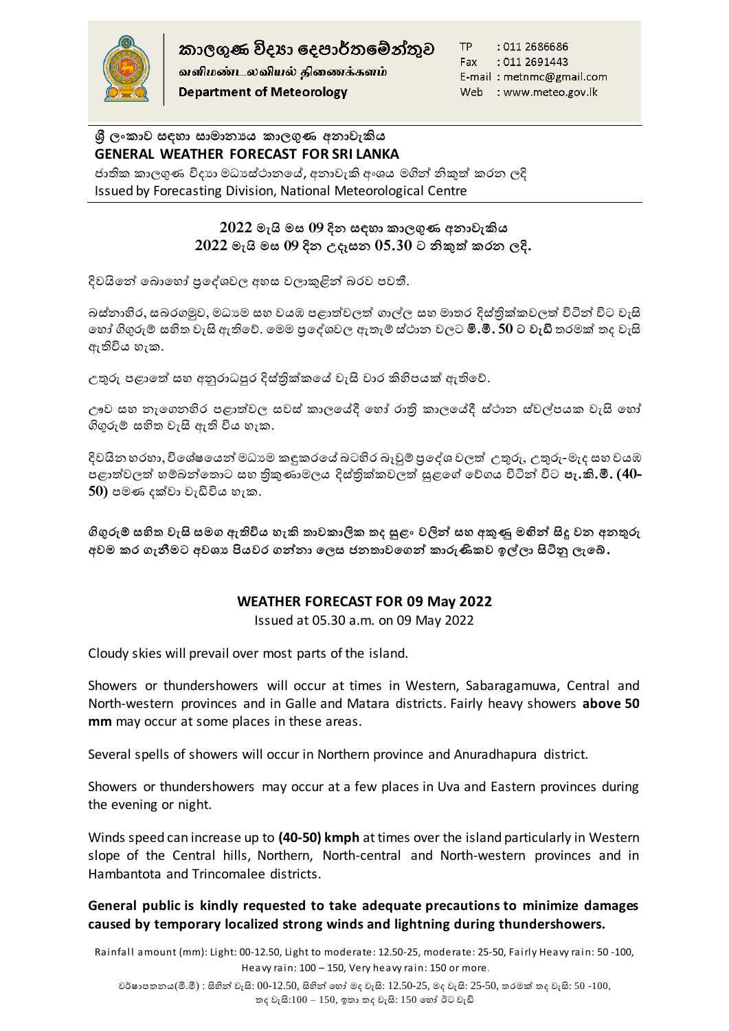කාලගුණ විද්‍යා දෙපාර්තමේන්තුව
வளிமண்டலவியல் திணைக்களம்
**Department of Meteorology**

TP : 011 2686686
Fax : 011 2691443
E-mail : metnmc@gmail.com
Web : www.meteo.gov.lk

## ශ්‍රී ලංකාව සඳහා සාමාන්‍යය කාලගුණ අනාවැකිය
## GENERAL WEATHER FORECAST FOR SRI LANKA

ජාතික කාලගුණ විද්‍යා මධ්‍යස්ථානයේ, අනාවැකි අංශය මගින් නිකුත් කරන ලදි
Issued by Forecasting Division, National Meteorological Centre

### 2022 මැයි මස 09 දින සඳහා කාලගුණ අනාවැකිය
### 2022 මැයි මස 09 දින උදෑසන 05.30 ට නිකුත් කරන ලදි.

දිවයිනේ බොහෝ ප්‍රදේශවල අහස වලාකුළින් බරව පවතී.

බස්නාහිර, සබරගමුව, මධ්‍යම සහ වයඹ පළාත්වලත් ගාල්ල සහ මාතර දිස්ත්‍රික්කවලත් විටින් විට වැසි හෝ ගිගුරුම් සහිත වැසි ඇතිවේ. මෙම ප්‍රදේශවල ඇතැම් ස්ථාන වලට **මි.මී. 50 ට වැඩි** තරමක් තද වැසි ඇතිවිය හැක.

උතුරු පළාතේ සහ අනුරාධපුර දිස්ත්‍රික්කයේ වැසි වාර කිහිපයක් ඇතිවේ.

ඌව සහ නැගෙනහිර පළාත්වල සවස් කාලයේදී හෝ රාත්‍රී කාලයේදී ස්ථාන ස්වල්පයක වැසි හෝ ගිගුරුම් සහිත වැසි ඇති විය හැක.

දිවයින හරහා, විශේෂයෙන් මධ්‍යම කඳුකරයේ බටහිර බෑවුම් ප්‍රදේශ වලත් උතුරු, උතුරු-මැද සහ වයඹ පළාත්වලත් හම්බන්තොට සහ ත්‍රිකුණාමලය දිස්ත්‍රික්කවලත් සුළගේ වේගය විටින් විට **පැ.කි.මී. (40-50)** පමණ දක්වා වැඩිවිය හැක.

**ගිගුරුම් සහිත වැසි සමග ඇතිවිය හැකි තාවකාලික තද සුළං වලින් සහ අකුණු මගින් සිදු වන අනතුරු අවම කර ගැනීමට අවශ්‍ය පියවර ගන්නා ලෙස ජනතාවගෙන් කාරුණිකව ඉල්ලා සිටිනු ලැබේ.**

### WEATHER FORECAST FOR 09 May 2022
Issued at 05.30 a.m. on 09 May 2022

Cloudy skies will prevail over most parts of the island.

Showers or thundershowers will occur at times in Western, Sabaragamuwa, Central and North-western provinces and in Galle and Matara districts. Fairly heavy showers **above 50 mm** may occur at some places in these areas.

Several spells of showers will occur in Northern province and Anuradhapura district.

Showers or thundershowers may occur at a few places in Uva and Eastern provinces during the evening or night.

Winds speed can increase up to **(40-50) kmph** at times over the island particularly in Western slope of the Central hills, Northern, North-central and North-western provinces and in Hambantota and Trincomalee districts.

**General public is kindly requested to take adequate precautions to minimize damages caused by temporary localized strong winds and lightning during thundershowers.**

Rainfall amount (mm): Light: 00-12.50, Light to moderate: 12.50-25, moderate: 25-50, Fairly Heavy rain: 50 -100, Heavy rain: 100 – 150, Very heavy rain: 150 or more.

වර්ෂාපතනය(මි.මී) : සිහින් වැසි: 00-12.50, සිහින් හෝ මද වැසි: 12.50-25, මද වැසි: 25-50, තරමක් තද වැසි: 50 -100, තද වැසි:100 – 150, ඉතා තද වැසි: 150 හෝ ඊට වැඩි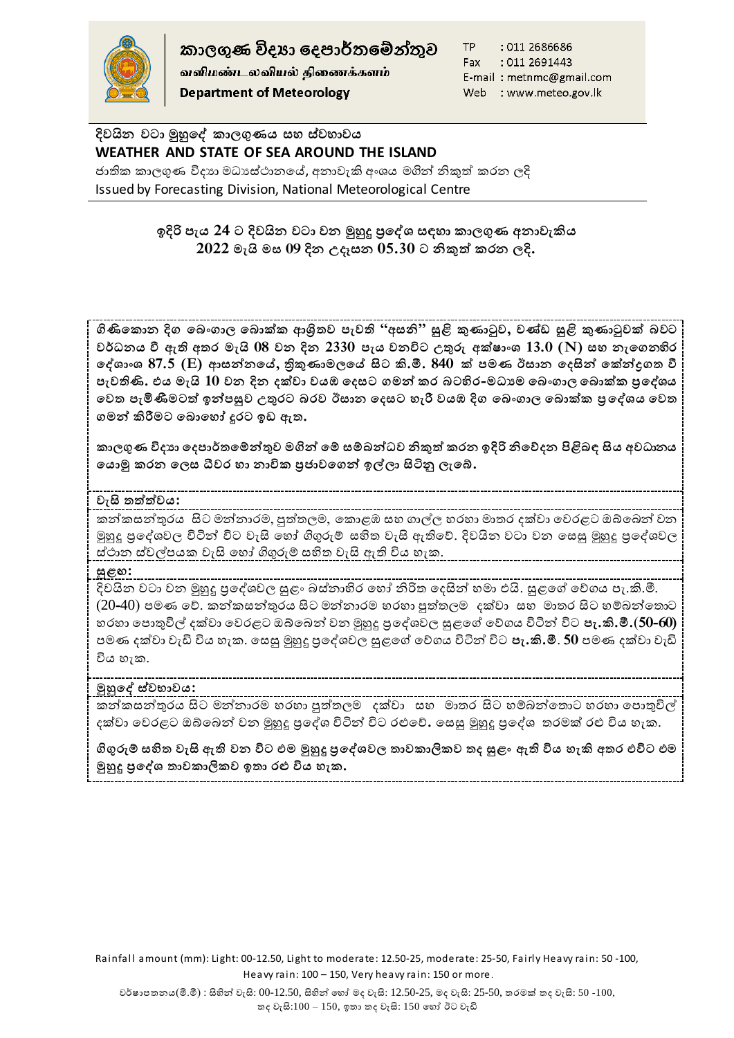**කාලගුණ විද්‍යා දෙපාර්තමේන්තුව**
**வளிமண்டலவியல் திணைக்களம்**
**Department of Meteorology**

TP : 011 2686686
Fax : 011 2691443
E-mail : metnmc@gmail.com
Web : www.meteo.gov.lk

## දිවයින වටා මුහුදේ කාලගුණය සහ ස්වභාවය
## WEATHER AND STATE OF SEA AROUND THE ISLAND

ජාතික කාලගුණ විද්‍යා මධ්‍යස්ථානයේ, අනාවැකි අංශය මගින් නිකුත් කරන ලදි
Issued by Forecasting Division, National Meteorological Centre

**ඉදිරි පැය 24 ට දිවයින වටා වන මුහුදු ප්‍රදේශ සඳහා කාලගුණ අනාවැකිය**
**2022 මැයි මස 09 දින උදෑසන 05.30 ට නිකුත් කරන ලදි.**

**ගිණිකොන දිග බෙංගාල බොක්ක ආශ්‍රිතව පැවති "අසනි" සුළි කුණාටුව, චණ්ඩ සුළි කුණාටුවක් බවට වර්ධනය වී ඇති අතර මැයි 08 වන දින 2330 පැය වනවිට උතුරු අක්ෂාංශ 13.0 (N) සහ නැගෙනහිර දේශාංශ 87.5 (E) ආසන්නයේ, ත්‍රිකුණාමලයේ සිට කි.මී. 840 ක් පමණ ඊසාන දෙසින් කේන්ද්‍රගත වී පැවතිණි. එය මැයි 10 වන දින දක්වා වයඹ දෙසට ගමන් කර බටහිර-මධ්‍යම බෙංගාල බොක්ක ප්‍රදේශය වෙත පැමිණීමටත් ඉන්පසුව උතුරට බරව ඊසාන දෙසට හැරී වයඹ දිග බෙංගාල බොක්ක ප්‍රදේශය වෙත ගමන් කිරීමට බොහෝ දුරට ඉඩ ඇත.**

**කාලගුණ විද්‍යා දෙපාර්තමේන්තුව මගින් මේ සම්බන්ධව නිකුත් කරන ඉදිරි නිවේදන පිළිබඳ සිය අවධානය යොමු කරන ලෙස ධීවර හා නාවික ප්‍රජාවගෙන් ඉල්ලා සිටිනු ලැබේ.**

**වැසි තත්ත්වය:**

කන්කසන්තුරය සිට මන්නාරම, පුත්තලම, කොළඹ සහ ගාල්ල හරහා මාතර දක්වා වෙරළට ඔබ්බෙන් වන මුහුදු ප්‍රදේශවල විටින් විට වැසි හෝ ගිගුරුම් සහිත වැසි ඇතිවේ. දිවයින වටා වන සෙසු මුහුදු ප්‍රදේශවල ස්ථාන ස්වල්පයක වැසි හෝ ගිගුරුම් සහිත වැසි ඇති විය හැක.

**සුළඟ:**

දිවයින වටා වන මුහුදු ප්‍රදේශවල සුළං බස්නාහිර හෝ නිරිත දෙසින් හමා එයි. සුළගේ වේගය පැ.කි.මී. (20-40) පමණ වේ. කන්කසන්තුරය සිට මන්නාරම හරහා පුත්තලම දක්වා සහ මාතර සිට හම්බන්තොට හරහා පොතුවිල් දක්වා වෙරළට ඔබ්බෙන් වන මුහුදු ප්‍රදේශවල සුළගේ වේගය විටින් විට **පැ.කි.මී.(50-60)** පමණ දක්වා වැඩි විය හැක. සෙසු මුහුදු ප්‍රදේශවල සුළගේ වේගය විටින් විට **පැ.කි.මී. 50** පමණ දක්වා වැඩි විය හැක.

**මුහුදේ ස්වභාවය:**

කන්කසන්තුරය සිට මන්නාරම හරහා පුත්තලම දක්වා සහ මාතර සිට හම්බන්තොට හරහා පොතුවිල් දක්වා වෙරළට ඔබ්බෙන් වන මුහුදු ප්‍රදේශ විටින් විට රළුවේ. සෙසු මුහුදු ප්‍රදේශ තරමක් රළු විය හැක.

**ගිගුරුම් සහිත වැසි ඇති වන විට එම මුහුදු ප්‍රදේශවල තාවකාලිකව තද සුළං ඇති විය හැකි අතර එවිට එම මුහුදු ප්‍රදේශ තාවකාලිකව ඉතා රළු විය හැක.**

Rainfall amount (mm): Light: 00-12.50, Light to moderate: 12.50-25, moderate: 25-50, Fairly Heavy rain: 50 -100, Heavy rain: 100 – 150, Very heavy rain: 150 or more.

වර්ෂාපතනය(මි.මී) : සිහින් වැසි: 00-12.50, සිහින් හෝ මද වැසි: 12.50-25, මද වැසි: 25-50, තරමක් තද වැසි: 50 -100, තද වැසි:100 – 150, ඉතා තද වැසි: 150 හෝ ඊට වැඩි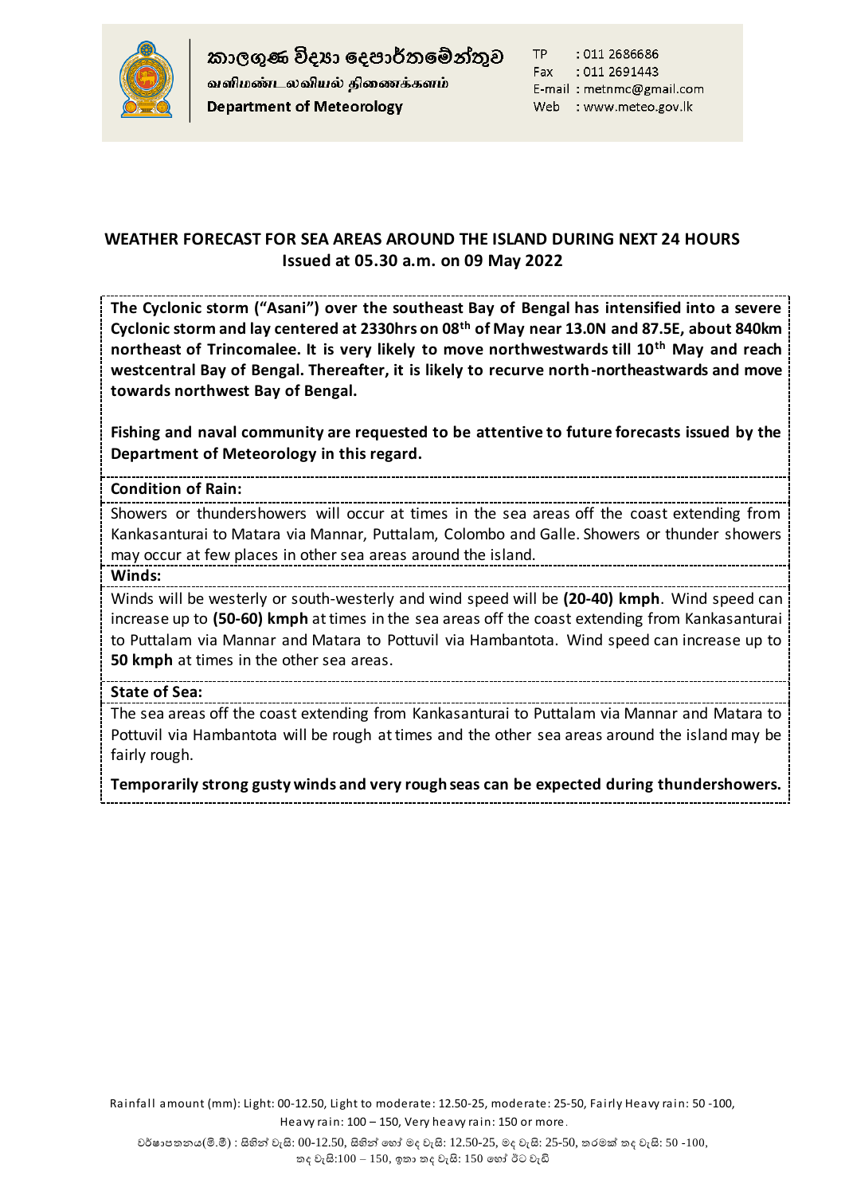කාලගුණ විද්‍යා දෙපාර්තමේන්තුව
வளிமண்டலவியல் திணைக்களம்
**Department of Meteorology**

TP : 011 2686686
Fax : 011 2691443
E-mail : metnmc@gmail.com
Web : www.meteo.gov.lk

## WEATHER FORECAST FOR SEA AREAS AROUND THE ISLAND DURING NEXT 24 HOURS
## Issued at 05.30 a.m. on 09 May 2022

**The Cyclonic storm ("Asani") over the southeast Bay of Bengal has intensified into a severe Cyclonic storm and lay centered at 2330hrs on 08th of May near 13.0N and 87.5E, about 840km northeast of Trincomalee. It is very likely to move northwestwards till 10th May and reach westcentral Bay of Bengal. Thereafter, it is likely to recurve north-northeastwards and move towards northwest Bay of Bengal.**

**Fishing and naval community are requested to be attentive to future forecasts issued by the Department of Meteorology in this regard.**

**Condition of Rain:**

Showers or thundershowers will occur at times in the sea areas off the coast extending from Kankasanturai to Matara via Mannar, Puttalam, Colombo and Galle. Showers or thunder showers may occur at few places in other sea areas around the island.

**Winds:**

Winds will be westerly or south-westerly and wind speed will be **(20-40) kmph**. Wind speed can increase up to **(50-60) kmph** at times in the sea areas off the coast extending from Kankasanturai to Puttalam via Mannar and Matara to Pottuvil via Hambantota. Wind speed can increase up to **50 kmph** at times in the other sea areas.

**State of Sea:**

The sea areas off the coast extending from Kankasanturai to Puttalam via Mannar and Matara to Pottuvil via Hambantota will be rough at times and the other sea areas around the island may be fairly rough.

**Temporarily strong gusty winds and very rough seas can be expected during thundershowers.**

Rainfall amount (mm): Light: 00-12.50, Light to moderate: 12.50-25, moderate: 25-50, Fairly Heavy rain: 50 -100, Heavy rain: 100 – 150, Very heavy rain: 150 or more.

වර්ෂාපතනය(මි.මී) : සිහින් වැසි: 00-12.50, සිහින් හෝ මද වැසි: 12.50-25, මද වැසි: 25-50, තරමක් තද වැසි: 50 -100, තද වැසි:100 – 150, ඉතා තද වැසි: 150 හෝ ඊට වැඩි